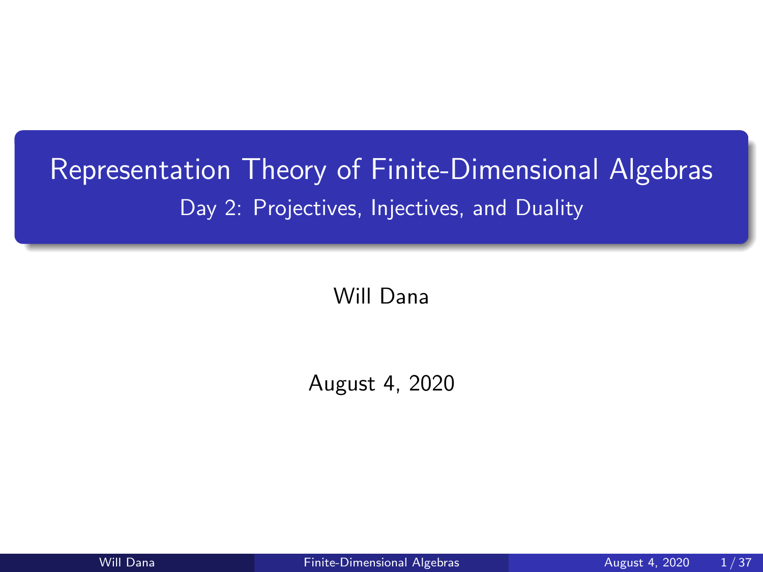# Representation Theory of Finite-Dimensional Algebras

## Day 2: Projectives, Injectives, and Duality

Will Dana

August 4, 2020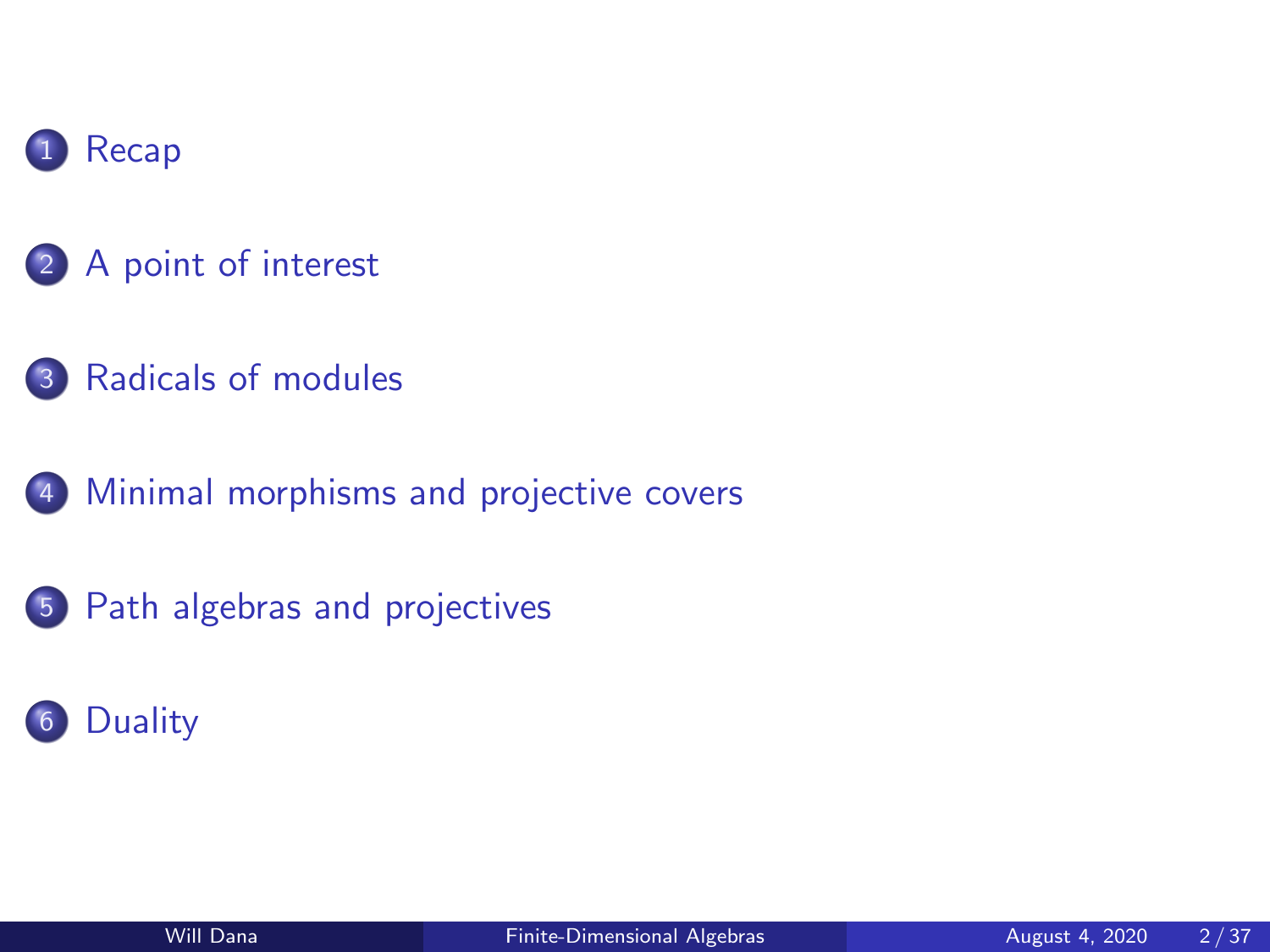1. Recap
2. A point of interest
3. Radicals of modules
4. Minimal morphisms and projective covers
5. Path algebras and projectives
6. Duality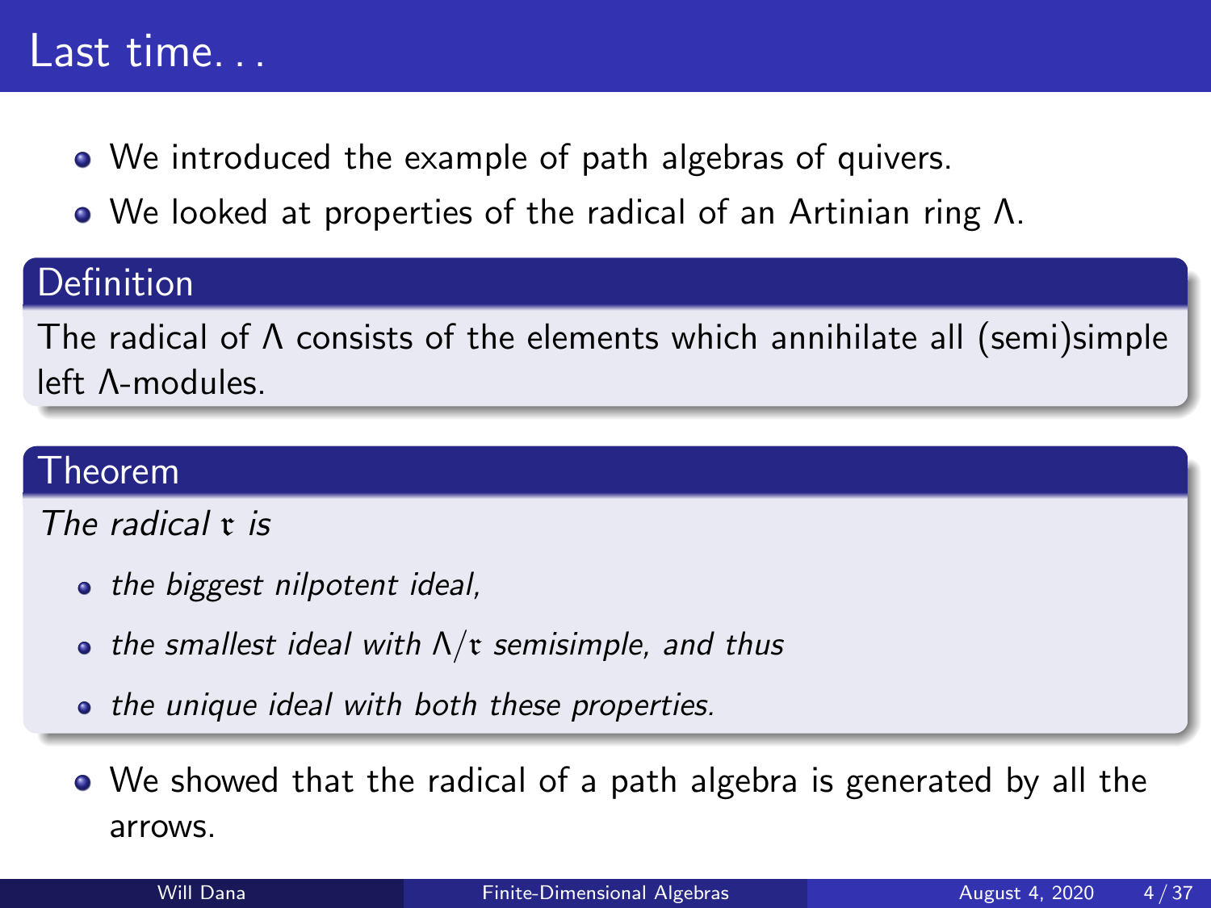# Last time...

- We introduced the example of path algebras of quivers.
- We looked at properties of the radical of an Artinian ring $\Lambda$.

**Definition**

The radical of $\Lambda$ consists of the elements which annihilate all (semi)simple left $\Lambda$-modules.

**Theorem**

*The radical $\mathfrak{r}$ is*

- *the biggest nilpotent ideal,*
- *the smallest ideal with $\Lambda/\mathfrak{r}$ semisimple, and thus*
- *the unique ideal with both these properties.*

- We showed that the radical of a path algebra is generated by all the arrows.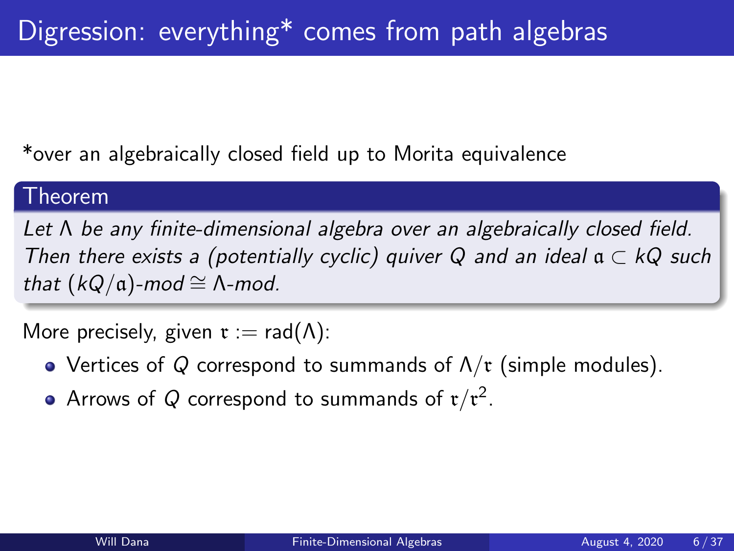# Digression: everything* comes from path algebras

*over an algebraically closed field up to Morita equivalence

**Theorem**

*Let $\Lambda$ be any finite-dimensional algebra over an algebraically closed field. Then there exists a (potentially cyclic) quiver $Q$ and an ideal $\mathfrak{a} \subset kQ$ such that $(kQ/\mathfrak{a})$-mod $\cong \Lambda$-mod.*

More precisely, given $\mathfrak{r} := \text{rad}(\Lambda)$:

- Vertices of $Q$ correspond to summands of $\Lambda/\mathfrak{r}$ (simple modules).
- Arrows of $Q$ correspond to summands of $\mathfrak{r}/\mathfrak{r}^2$.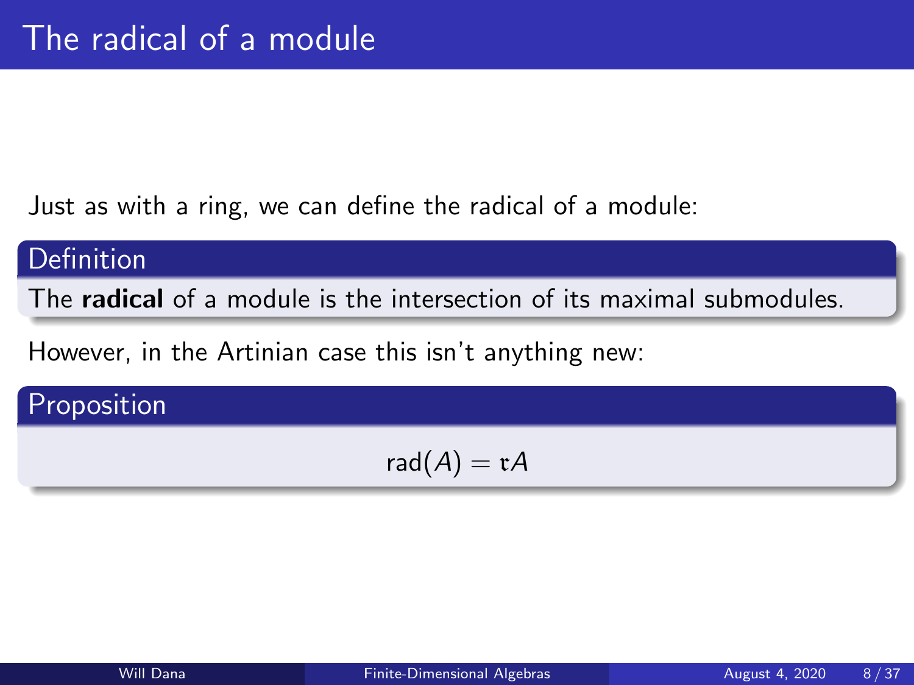# The radical of a module

Just as with a ring, we can define the radical of a module:

**Definition**

The **radical** of a module is the intersection of its maximal submodules.

However, in the Artinian case this isn't anything new:

**Proposition**

$$\text{rad}(A) = \mathfrak{r}A$$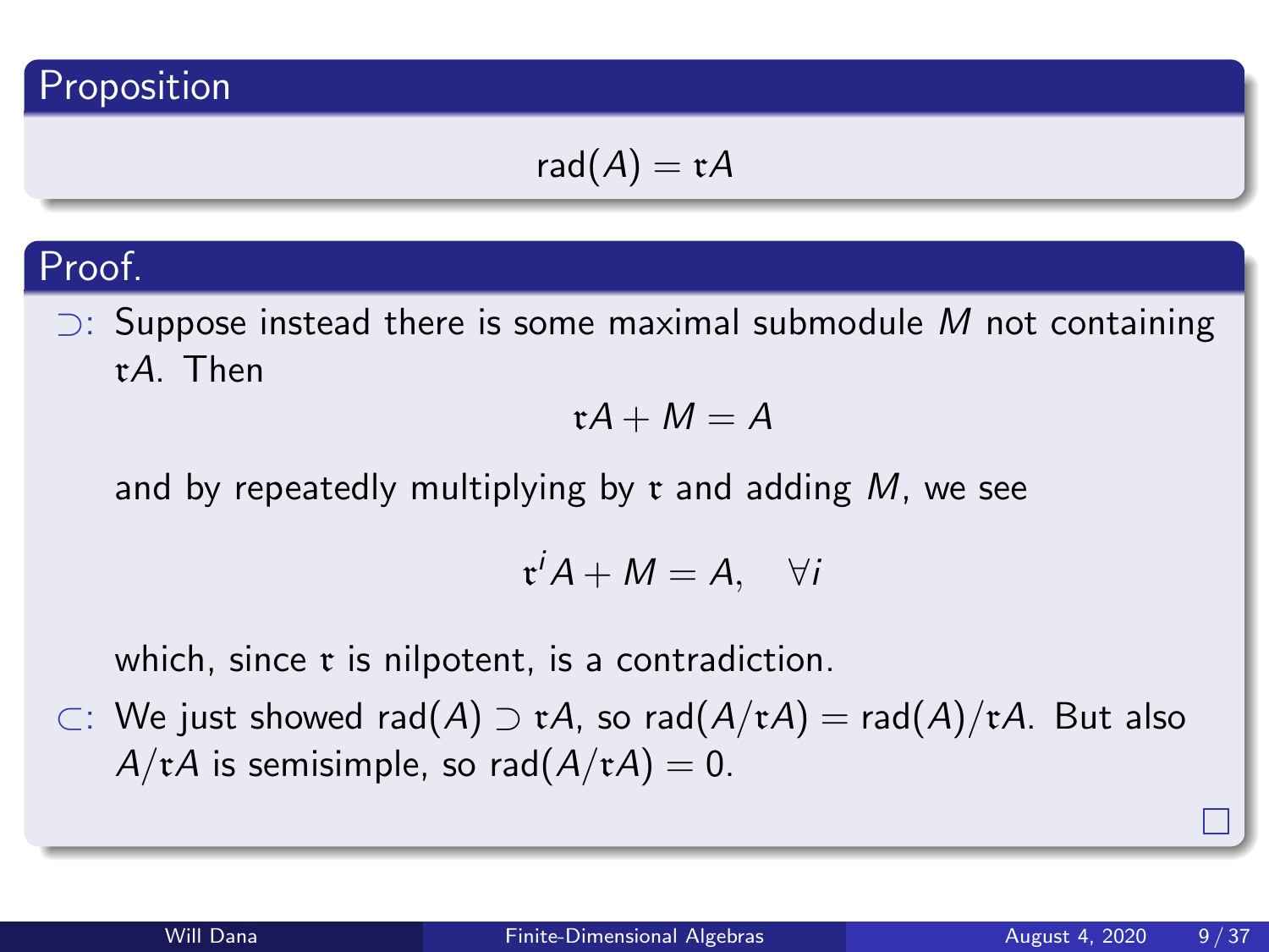## Proposition

$$\text{rad}(A) = \mathfrak{r}A$$

## Proof.

$\supset$: Suppose instead there is some maximal submodule $M$ not containing $\mathfrak{r}A$. Then

$$\mathfrak{r}A + M = A$$

and by repeatedly multiplying by $\mathfrak{r}$ and adding $M$, we see

$$\mathfrak{r}^i A + M = A, \quad \forall i$$

which, since $\mathfrak{r}$ is nilpotent, is a contradiction.

$\subset$: We just showed $\text{rad}(A) \supset \mathfrak{r}A$, so $\text{rad}(A/\mathfrak{r}A) = \text{rad}(A)/\mathfrak{r}A$. But also $A/\mathfrak{r}A$ is semisimple, so $\text{rad}(A/\mathfrak{r}A) = 0$.

□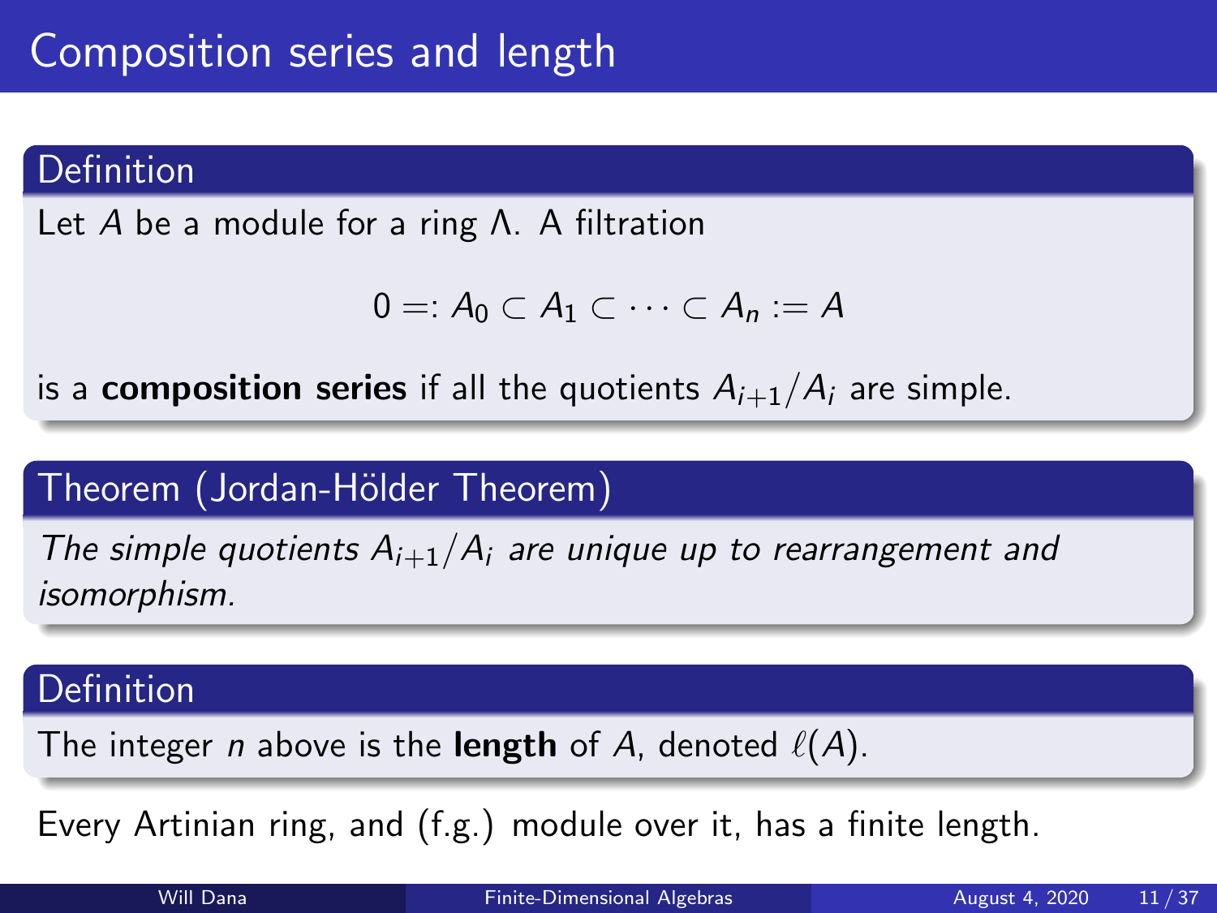# Composition series and length

**Definition**

Let $A$ be a module for a ring $\Lambda$. A filtration

$$0 =: A_0 \subset A_1 \subset \cdots \subset A_n := A$$

is a **composition series** if all the quotients $A_{i+1}/A_i$ are simple.

**Theorem (Jordan-Hölder Theorem)**

*The simple quotients $A_{i+1}/A_i$ are unique up to rearrangement and isomorphism.*

**Definition**

The integer $n$ above is the **length** of $A$, denoted $\ell(A)$.

Every Artinian ring, and (f.g.) module over it, has a finite length.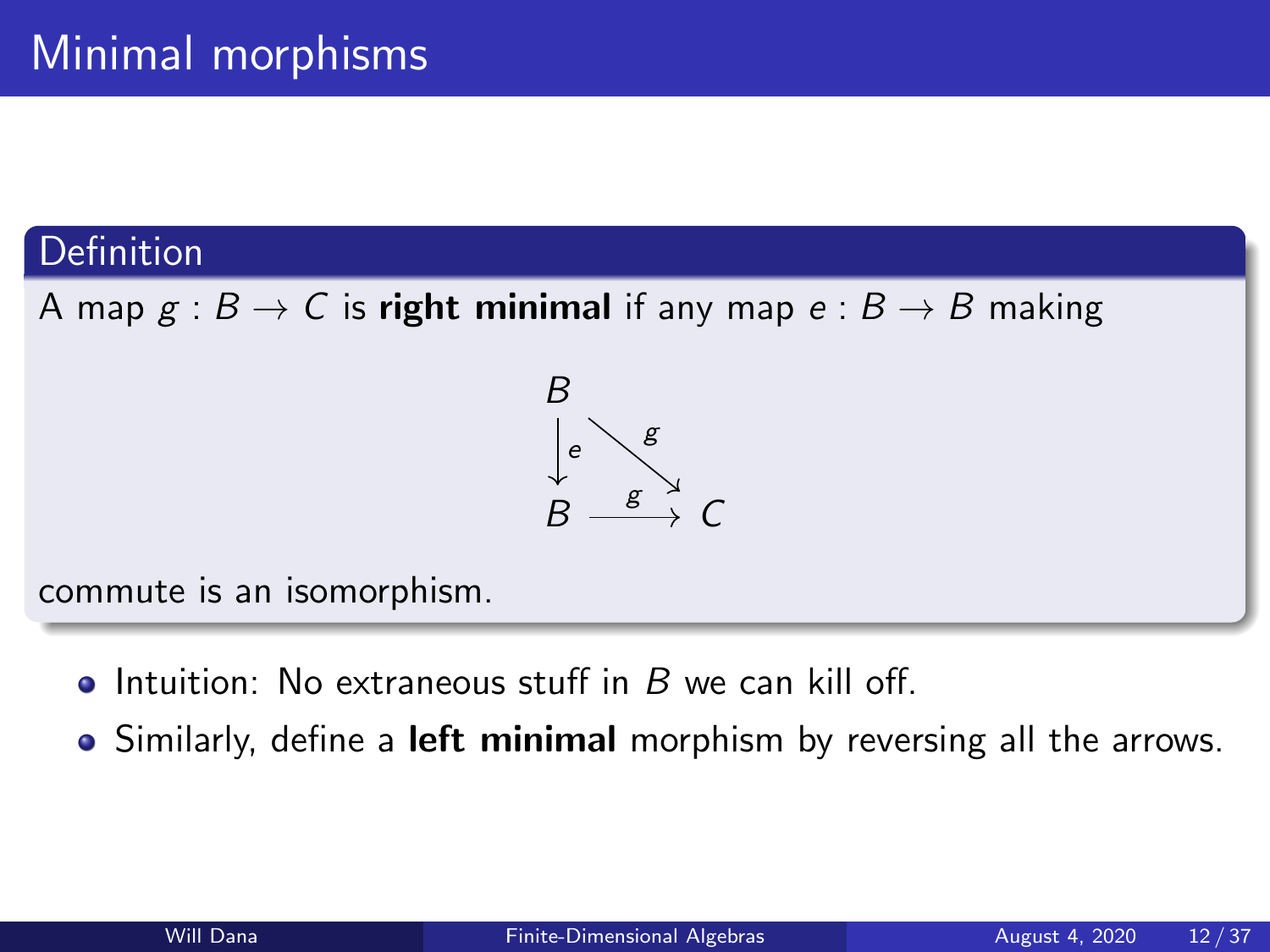# Minimal morphisms

**Definition**

A map $g : B \to C$ is **right minimal** if any map $e : B \to B$ making

$$\begin{array}{ccc} B & & \\ \downarrow e & \searrow^{g} & \\ B & \xrightarrow{g} & C \end{array}$$

commute is an isomorphism.

- Intuition: No extraneous stuff in $B$ we can kill off.
- Similarly, define a **left minimal** morphism by reversing all the arrows.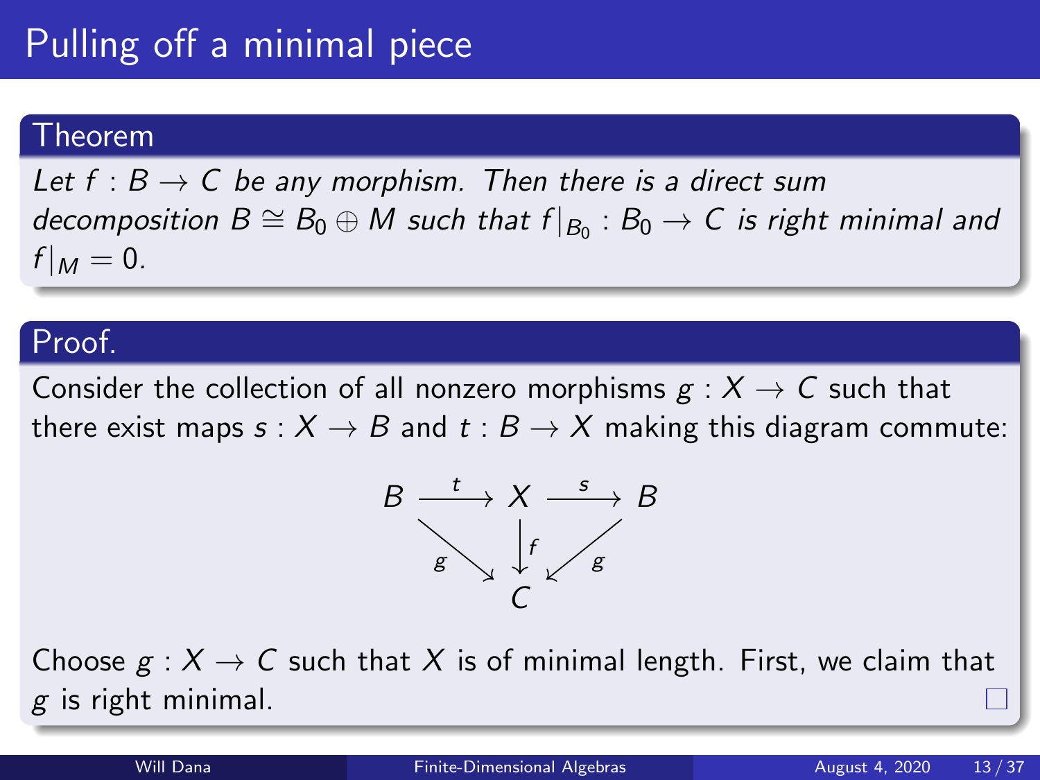# Pulling off a minimal piece

**Theorem**

*Let $f : B \to C$ be any morphism. Then there is a direct sum decomposition $B \cong B_0 \oplus M$ such that $f|_{B_0} : B_0 \to C$ is right minimal and $f|_M = 0$.*

**Proof.**

Consider the collection of all nonzero morphisms $g : X \to C$ such that there exist maps $s : X \to B$ and $t : B \to X$ making this diagram commute:

$$\begin{array}{ccccc} B & \xrightarrow{t} & X & \xrightarrow{s} & B \\ & {\scriptstyle g}\searrow & \downarrow{\scriptstyle f} & \swarrow{\scriptstyle g} & \\ & & C & & \end{array}$$

Choose $g : X \to C$ such that $X$ is of minimal length. First, we claim that $g$ is right minimal. □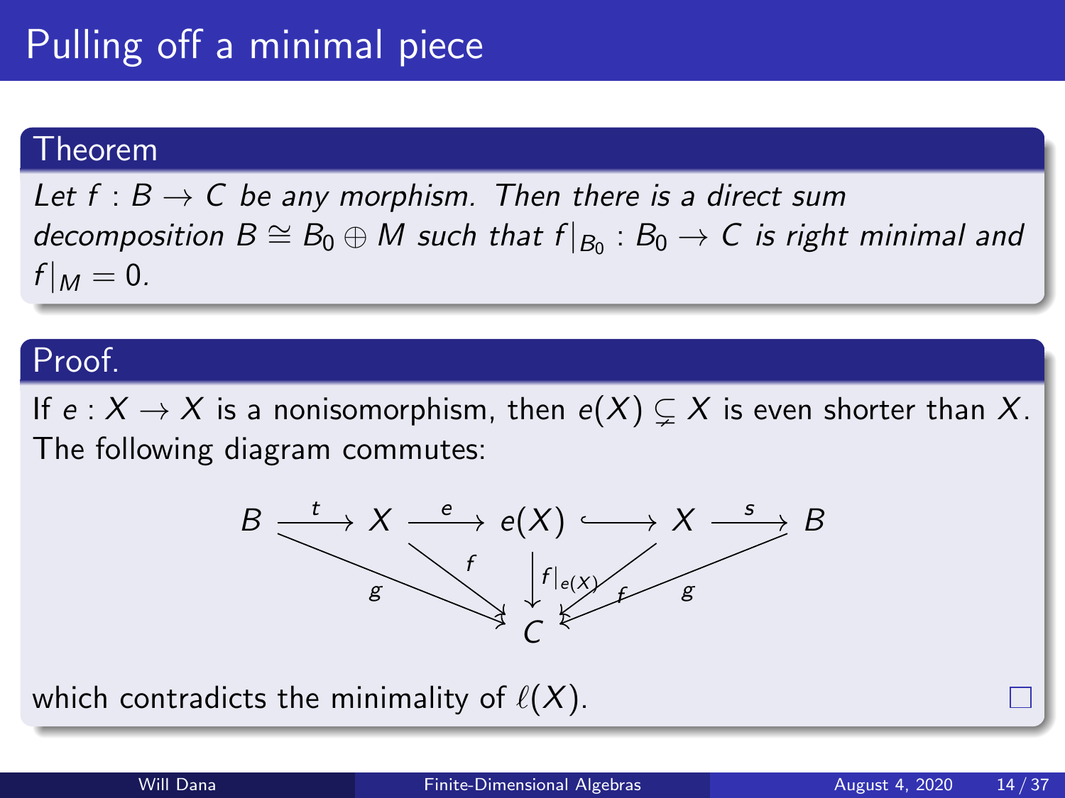# Pulling off a minimal piece

**Theorem**

*Let $f : B \to C$ be any morphism. Then there is a direct sum decomposition $B \cong B_0 \oplus M$ such that $f|_{B_0} : B_0 \to C$ is right minimal and $f|_M = 0$.*

**Proof.**

If $e : X \to X$ is a nonisomorphism, then $e(X) \subsetneq X$ is even shorter than $X$. The following diagram commutes:

$$B \xrightarrow{t} X \xrightarrow{e} e(X) \hookrightarrow X \xrightarrow{s} B$$

with maps $g : B \to C$, $f : X \to C$, $f|_{e(X)} : e(X) \to C$, $f : X \to C$, $g : B \to C$ into $C$.

which contradicts the minimality of $\ell(X)$. □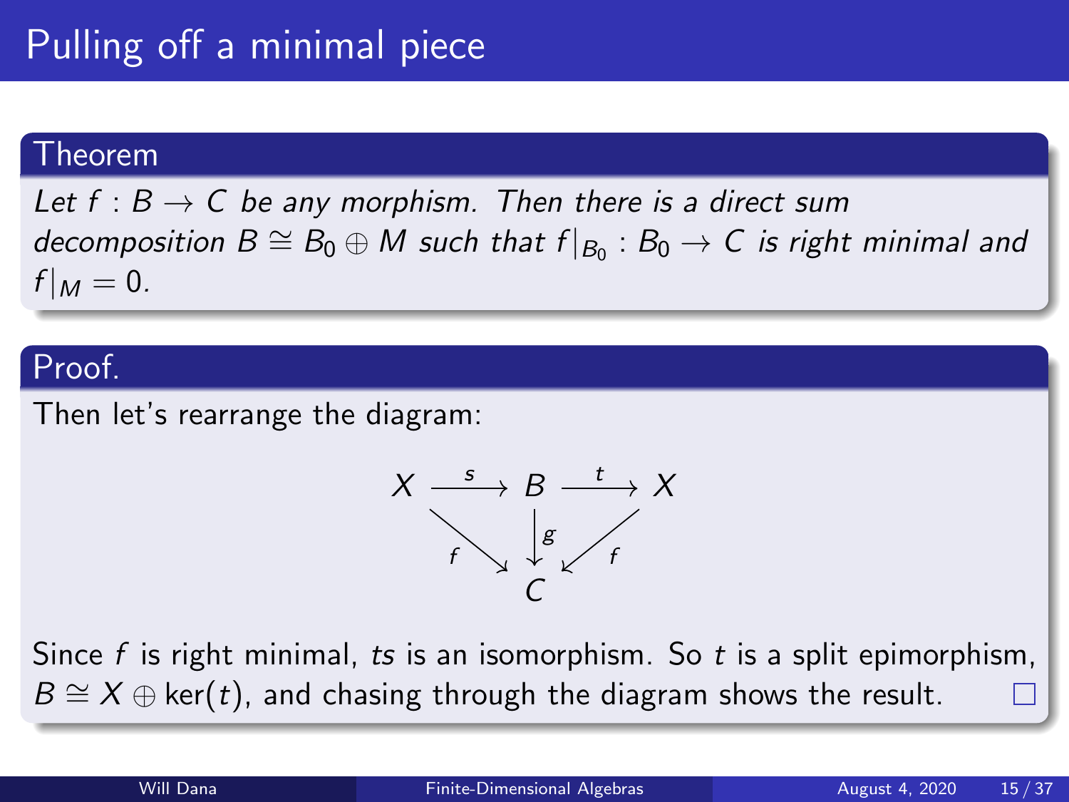# Pulling off a minimal piece

**Theorem**

*Let $f : B \to C$ be any morphism. Then there is a direct sum decomposition $B \cong B_0 \oplus M$ such that $f|_{B_0} : B_0 \to C$ is right minimal and $f|_M = 0$.*

**Proof.**

Then let's rearrange the diagram:

$$
\begin{array}{ccccc}
X & \xrightarrow{\ s\ } & B & \xrightarrow{\ t\ } & X \\
 & \searrow^{f} & \downarrow g & \swarrow_{f} & \\
 & & C & &
\end{array}
$$

Since $f$ is right minimal, $ts$ is an isomorphism. So $t$ is a split epimorphism, $B \cong X \oplus \ker(t)$, and chasing through the diagram shows the result. □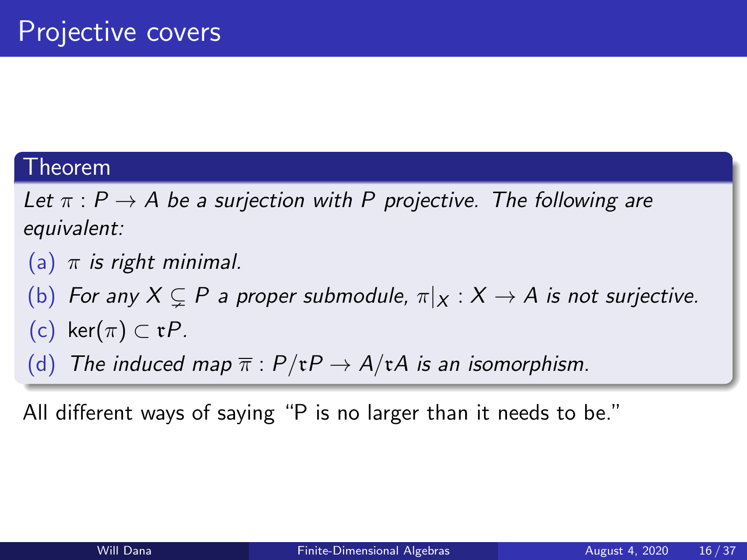# Projective covers

**Theorem**

*Let $\pi : P \to A$ be a surjection with $P$ projective. The following are equivalent:*

(a) *$\pi$ is right minimal.*

(b) *For any $X \subsetneq P$ a proper submodule, $\pi|_X : X \to A$ is not surjective.*

(c) $\ker(\pi) \subset \mathfrak{r}P$.

(d) *The induced map $\overline{\pi} : P/\mathfrak{r}P \to A/\mathfrak{r}A$ is an isomorphism.*

All different ways of saying "P is no larger than it needs to be."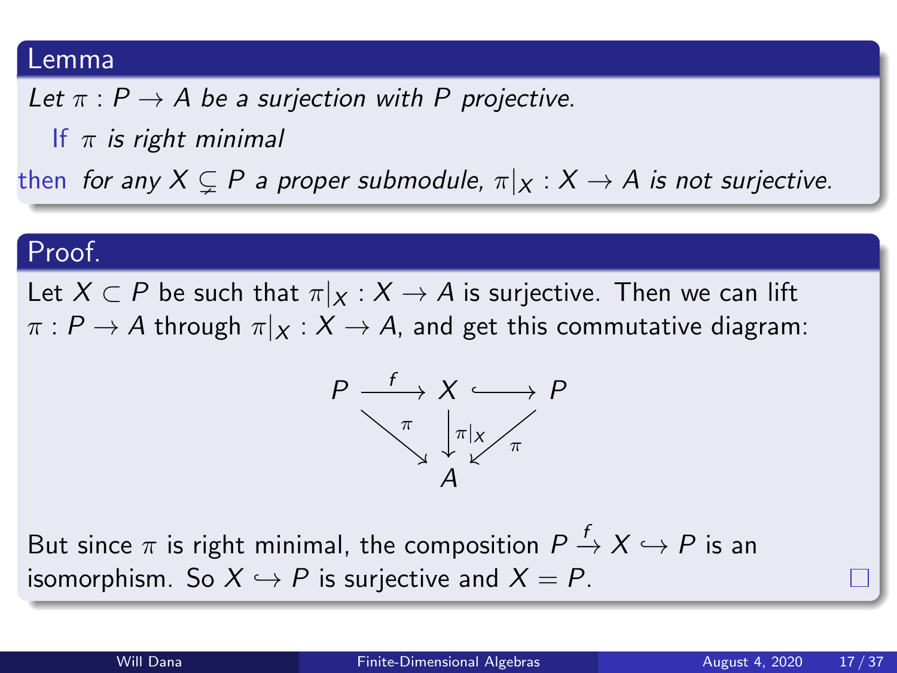### Lemma

*Let $\pi : P \to A$ be a surjection with $P$ projective.*

If *$\pi$ is right minimal*

then *for any $X \subsetneq P$ a proper submodule, $\pi|_X : X \to A$ is not surjective.*

### Proof.

Let $X \subset P$ be such that $\pi|_X : X \to A$ is surjective. Then we can lift $\pi : P \to A$ through $\pi|_X : X \to A$, and get this commutative diagram:

$$
\begin{array}{ccccc}
P & \xrightarrow{f} & X & \hookrightarrow & P \\
& \searrow^{\pi} & \downarrow{\scriptstyle \pi|_X} & \swarrow_{\pi} & \\
& & A & &
\end{array}
$$

But since $\pi$ is right minimal, the composition $P \xrightarrow{f} X \hookrightarrow P$ is an isomorphism. So $X \hookrightarrow P$ is surjective and $X = P$. □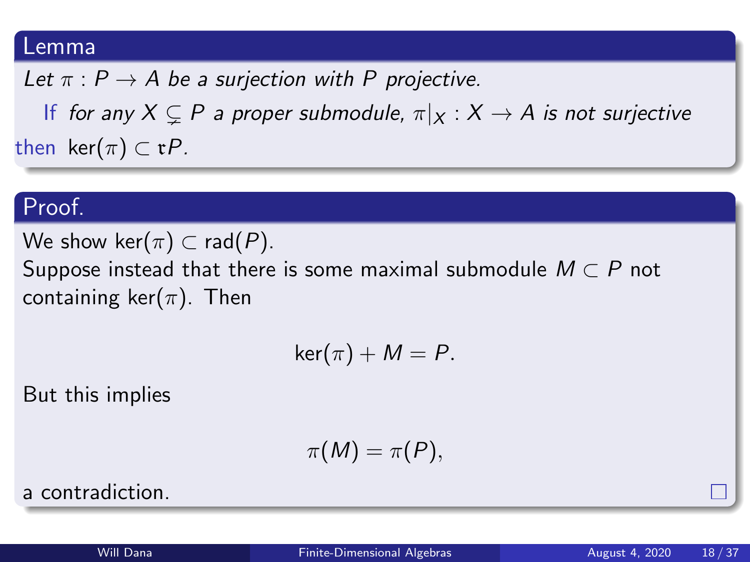**Lemma**

*Let $\pi : P \to A$ be a surjection with $P$ projective.*

If *for any $X \subsetneq P$ a proper submodule, $\pi|_X : X \to A$ is not surjective*

then $\ker(\pi) \subset \mathfrak{r}P$.

**Proof.**

We show $\ker(\pi) \subset \mathrm{rad}(P)$.

Suppose instead that there is some maximal submodule $M \subset P$ not containing $\ker(\pi)$. Then

$$\ker(\pi) + M = P.$$

But this implies

$$\pi(M) = \pi(P),$$

a contradiction. □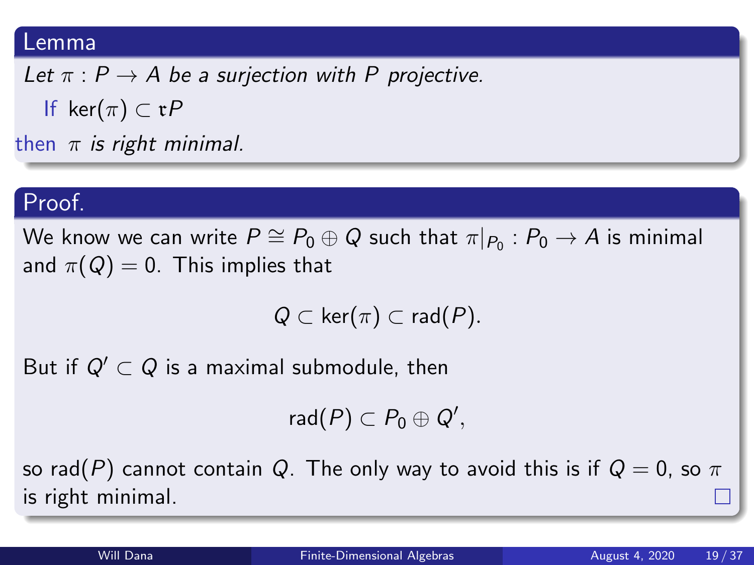### Lemma

*Let $\pi : P \to A$ be a surjection with $P$ projective.*

If $\ker(\pi) \subset \mathfrak{r}P$

then $\pi$ *is right minimal.*

### Proof.

We know we can write $P \cong P_0 \oplus Q$ such that $\pi|_{P_0} : P_0 \to A$ is minimal and $\pi(Q) = 0$. This implies that

$$Q \subset \ker(\pi) \subset \mathrm{rad}(P).$$

But if $Q' \subset Q$ is a maximal submodule, then

$$\mathrm{rad}(P) \subset P_0 \oplus Q',$$

so $\mathrm{rad}(P)$ cannot contain $Q$. The only way to avoid this is if $Q = 0$, so $\pi$ is right minimal. $\square$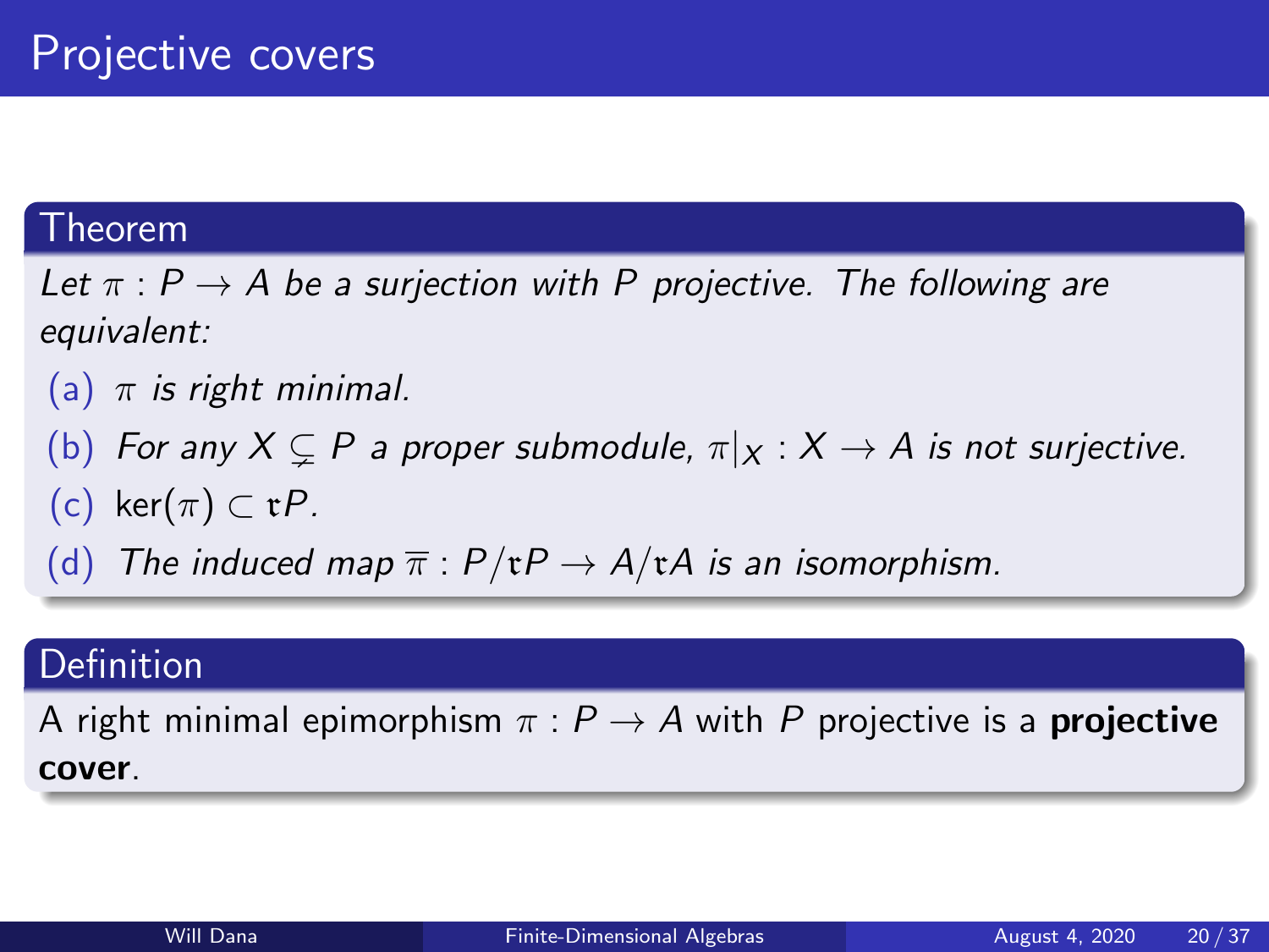# Projective covers

**Theorem**

*Let $\pi : P \to A$ be a surjection with $P$ projective. The following are equivalent:*

(a) *$\pi$ is right minimal.*

(b) *For any $X \subsetneq P$ a proper submodule, $\pi|_X : X \to A$ is not surjective.*

(c) $\ker(\pi) \subset \mathfrak{r}P$.

(d) *The induced map $\overline{\pi} : P/\mathfrak{r}P \to A/\mathfrak{r}A$ is an isomorphism.*

**Definition**

A right minimal epimorphism $\pi : P \to A$ with $P$ projective is a **projective cover**.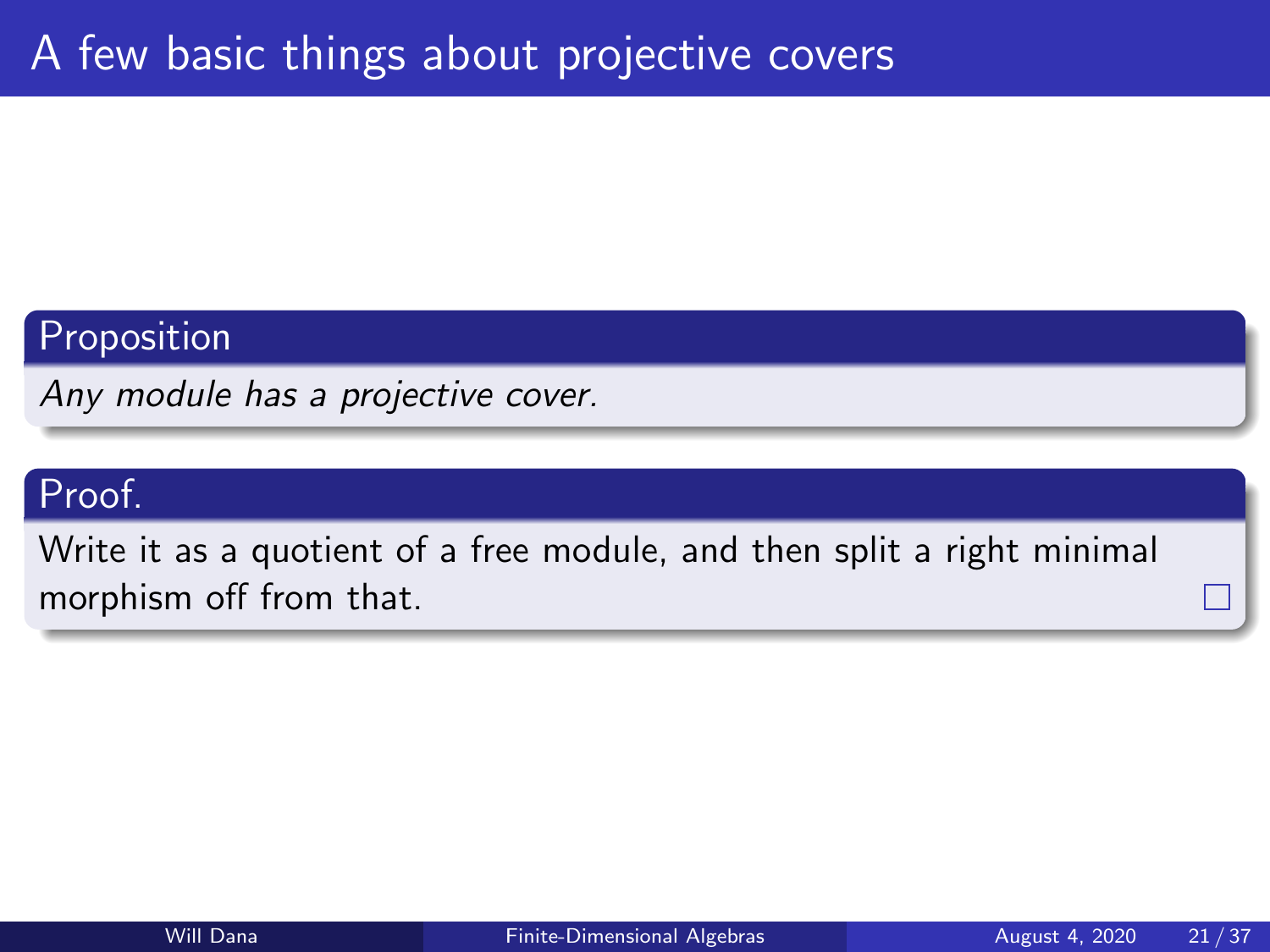# A few basic things about projective covers

**Proposition**

*Any module has a projective cover.*

**Proof.**

Write it as a quotient of a free module, and then split a right minimal morphism off from that. □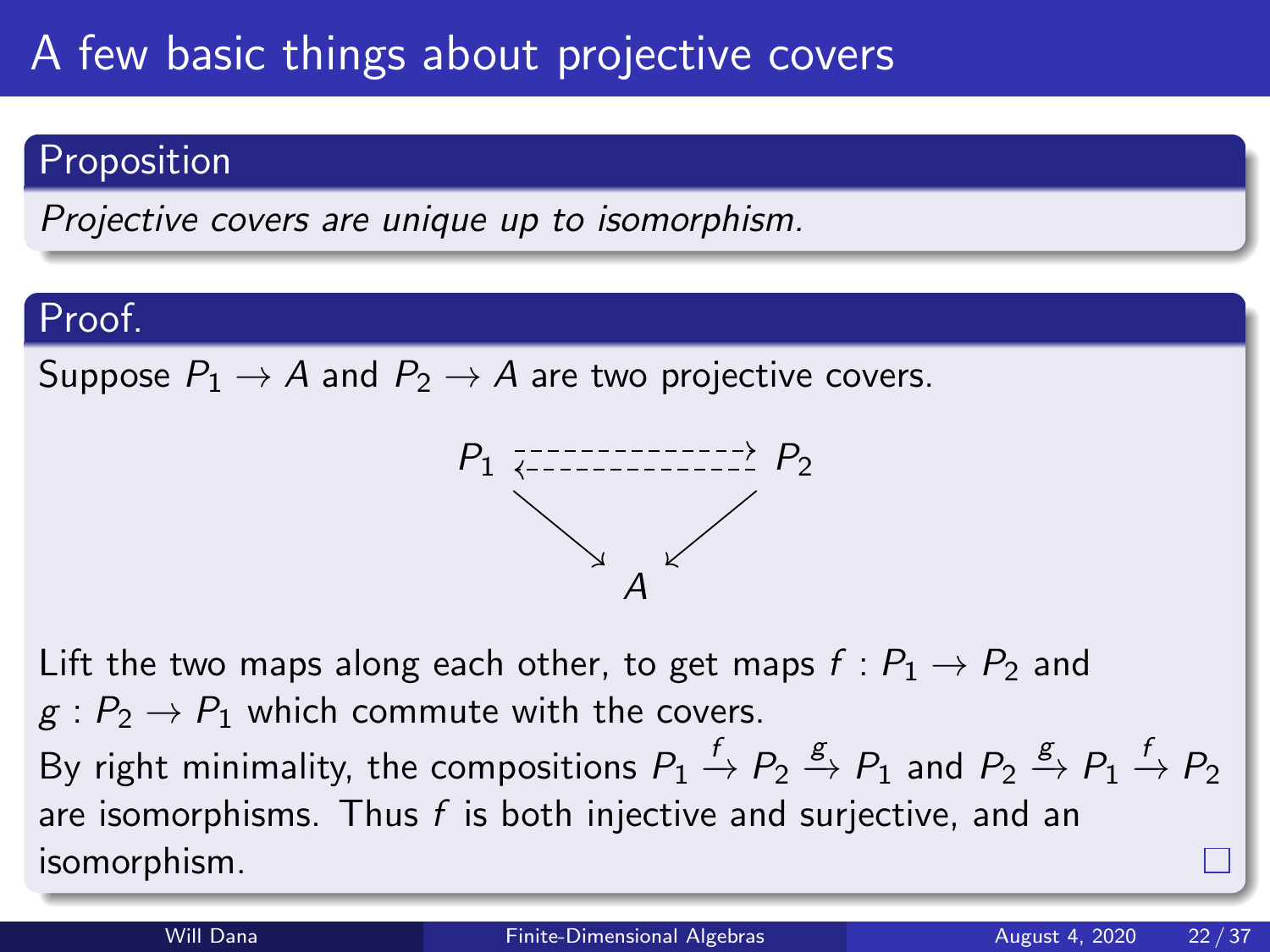# A few basic things about projective covers

## Proposition

*Projective covers are unique up to isomorphism.*

## Proof.

Suppose $P_1 \to A$ and $P_2 \to A$ are two projective covers.

$$
\begin{array}{ccc}
P_1 & \rightleftarrows & P_2 \\
& \searrow \quad \swarrow & \\
& A &
\end{array}
$$

Lift the two maps along each other, to get maps $f : P_1 \to P_2$ and $g : P_2 \to P_1$ which commute with the covers.

By right minimality, the compositions $P_1 \xrightarrow{f} P_2 \xrightarrow{g} P_1$ and $P_2 \xrightarrow{g} P_1 \xrightarrow{f} P_2$ are isomorphisms. Thus $f$ is both injective and surjective, and an isomorphism. □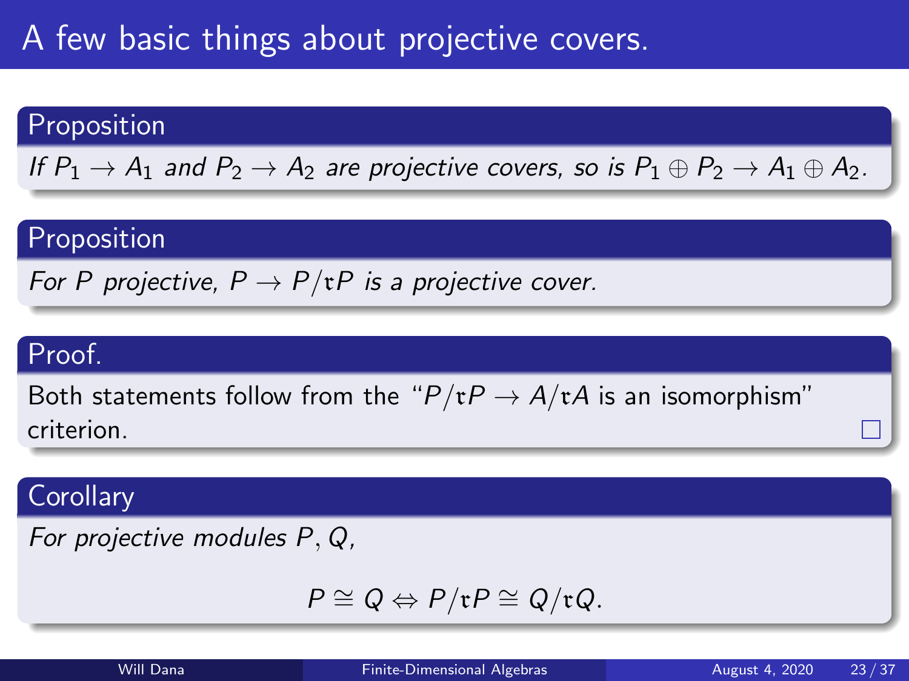# A few basic things about projective covers.

**Proposition**

*If $P_1 \to A_1$ and $P_2 \to A_2$ are projective covers, so is $P_1 \oplus P_2 \to A_1 \oplus A_2$.*

**Proposition**

*For $P$ projective, $P \to P/\mathfrak{r}P$ is a projective cover.*

**Proof.**

Both statements follow from the "$P/\mathfrak{r}P \to A/\mathfrak{r}A$ is an isomorphism" criterion. □

**Corollary**

*For projective modules $P, Q$,*

$$P \cong Q \Leftrightarrow P/\mathfrak{r}P \cong Q/\mathfrak{r}Q.$$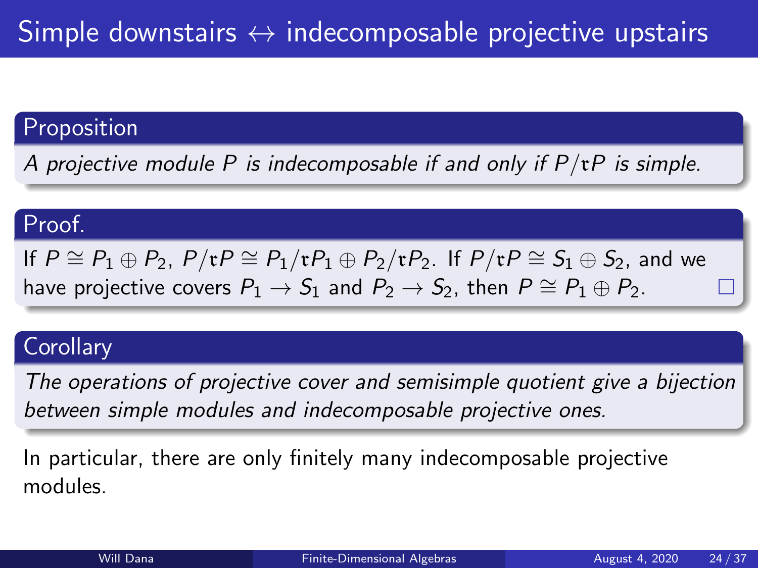# Simple downstairs $\leftrightarrow$ indecomposable projective upstairs

**Proposition**

*A projective module $P$ is indecomposable if and only if $P/\mathfrak{r}P$ is simple.*

**Proof.**

If $P \cong P_1 \oplus P_2$, $P/\mathfrak{r}P \cong P_1/\mathfrak{r}P_1 \oplus P_2/\mathfrak{r}P_2$. If $P/\mathfrak{r}P \cong S_1 \oplus S_2$, and we have projective covers $P_1 \to S_1$ and $P_2 \to S_2$, then $P \cong P_1 \oplus P_2$. □

**Corollary**

*The operations of projective cover and semisimple quotient give a bijection between simple modules and indecomposable projective ones.*

In particular, there are only finitely many indecomposable projective modules.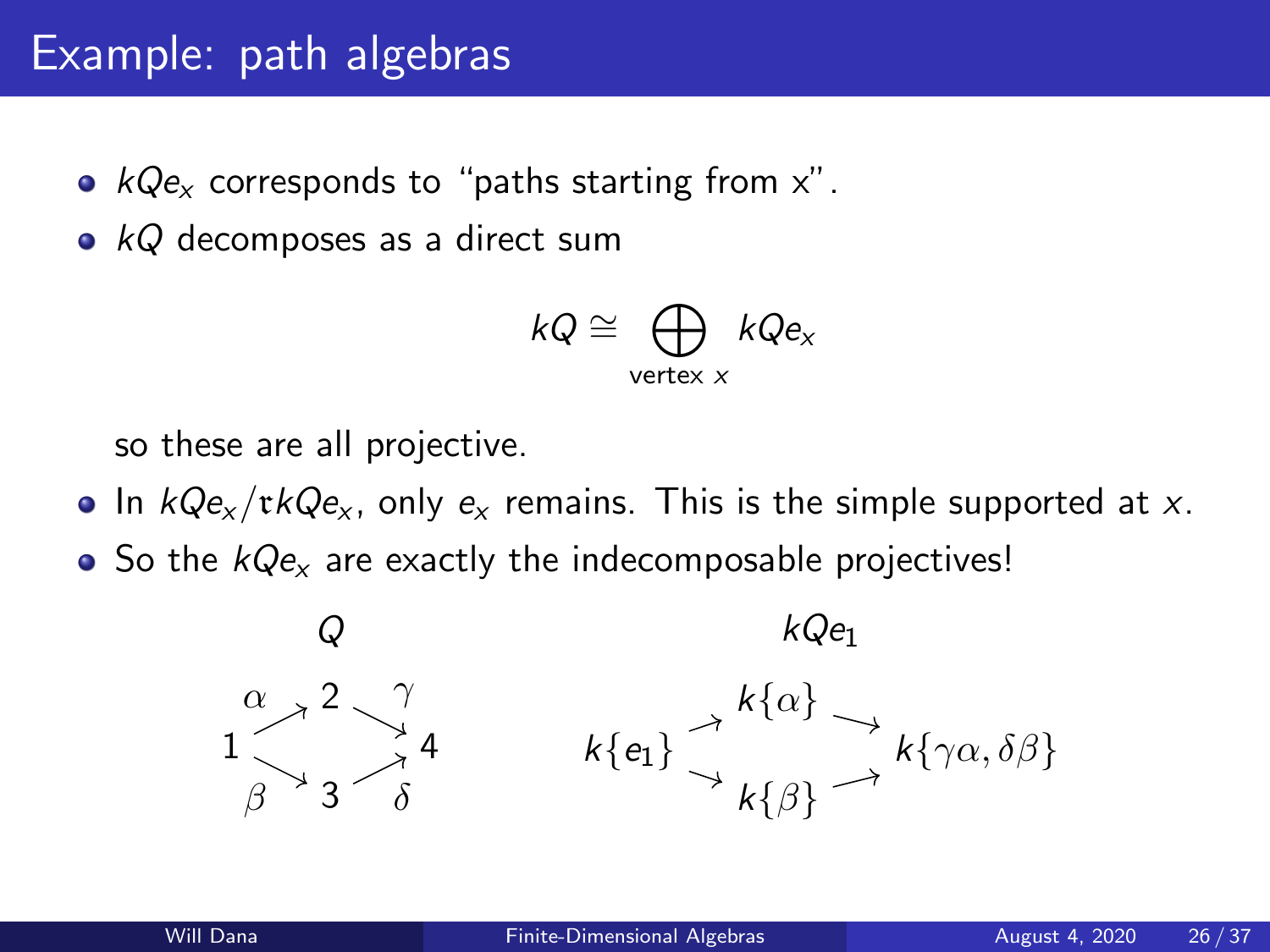# Example: path algebras

- $kQe_x$ corresponds to "paths starting from x".
- $kQ$ decomposes as a direct sum

$$kQ \cong \bigoplus_{\text{vertex } x} kQe_x$$

so these are all projective.

- In $kQe_x/\mathfrak{r}kQe_x$, only $e_x$ remains. This is the simple supported at $x$.
- So the $kQe_x$ are exactly the indecomposable projectives!

$Q$

$$
\begin{array}{ccccc}
 & \overset{\alpha}{\nearrow} & 2 & \overset{\gamma}{\searrow} & \\
1 & & & & 4 \\
 & \underset{\beta}{\searrow} & 3 & \underset{\delta}{\nearrow} &
\end{array}
$$

$kQe_1$

$$
\begin{array}{ccccc}
 & \nearrow & k\{\alpha\} & \searrow & \\
k\{e_1\} & & & & k\{\gamma\alpha, \delta\beta\} \\
 & \searrow & k\{\beta\} & \nearrow &
\end{array}
$$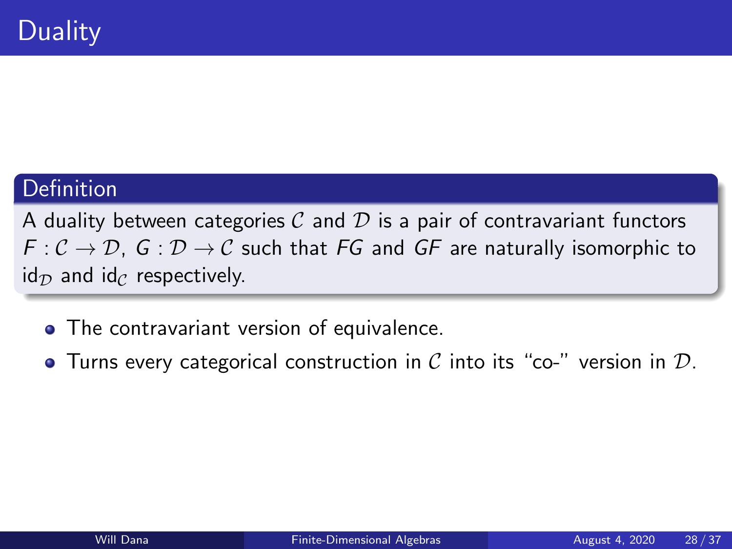# Duality

**Definition**

A duality between categories $\mathcal{C}$ and $\mathcal{D}$ is a pair of contravariant functors $F : \mathcal{C} \to \mathcal{D}$, $G : \mathcal{D} \to \mathcal{C}$ such that $FG$ and $GF$ are naturally isomorphic to $\mathrm{id}_{\mathcal{D}}$ and $\mathrm{id}_{\mathcal{C}}$ respectively.

- The contravariant version of equivalence.
- Turns every categorical construction in $\mathcal{C}$ into its "co-" version in $\mathcal{D}$.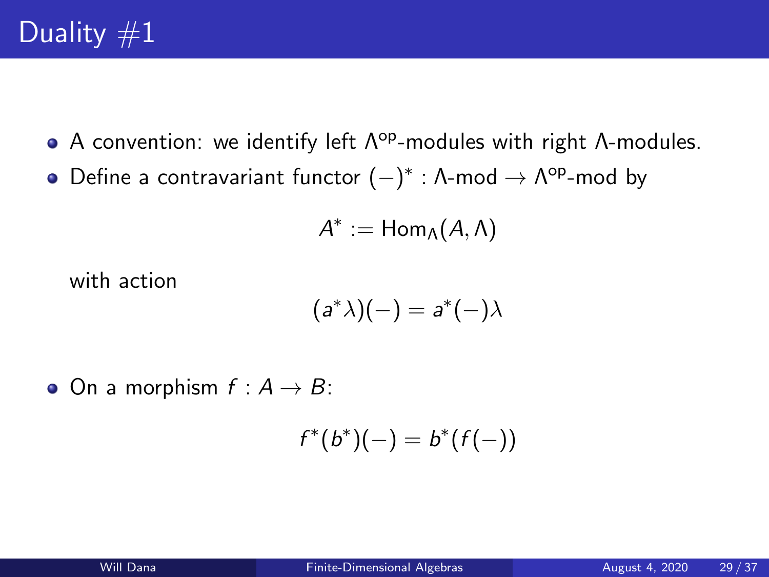# Duality #1

- A convention: we identify left $\Lambda^{\text{op}}$-modules with right $\Lambda$-modules.
- Define a contravariant functor $(-)^* : \Lambda\text{-mod} \to \Lambda^{\text{op}}\text{-mod}$ by

  $$A^* := \text{Hom}_\Lambda(A, \Lambda)$$

  with action

  $$(a^*\lambda)(-) = a^*(-)\lambda$$

- On a morphism $f : A \to B$:

  $$f^*(b^*)(-) = b^*(f(-))$$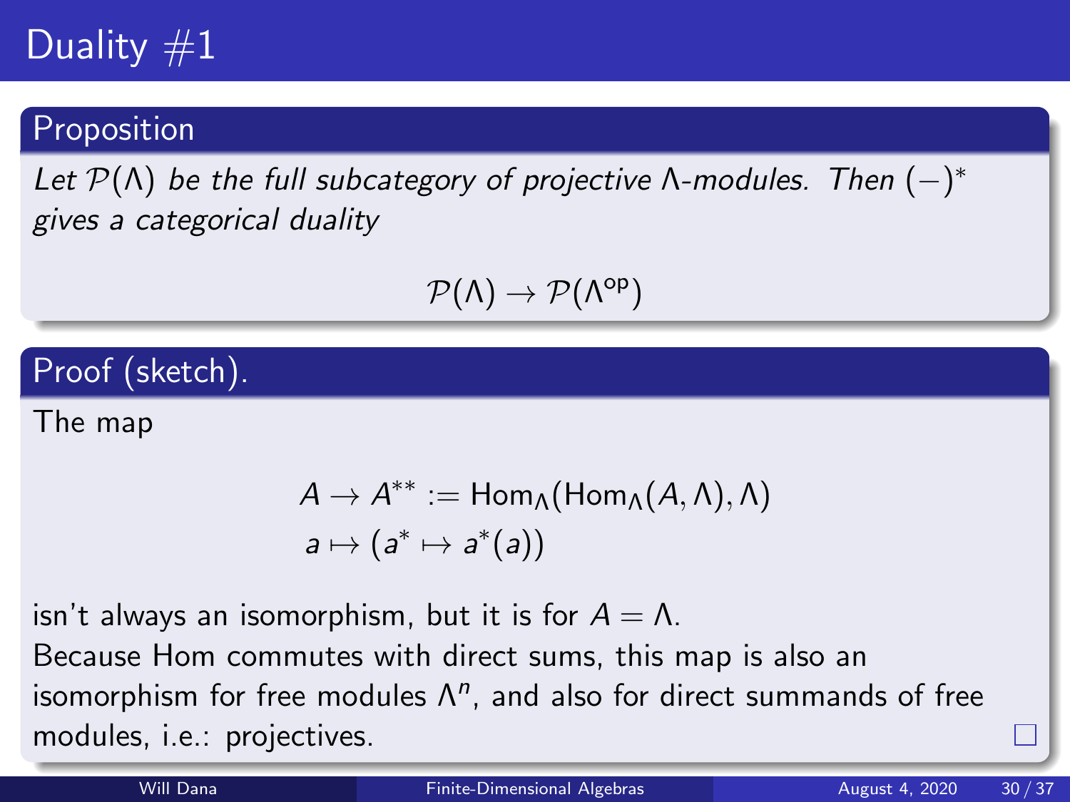# Duality #1

## Proposition

*Let $\mathcal{P}(\Lambda)$ be the full subcategory of projective $\Lambda$-modules. Then $(-)^*$ gives a categorical duality*

$$\mathcal{P}(\Lambda) \to \mathcal{P}(\Lambda^{\text{op}})$$

## Proof (sketch).

The map

$$\begin{aligned} A \to A^{**} &:= \mathrm{Hom}_\Lambda(\mathrm{Hom}_\Lambda(A, \Lambda), \Lambda) \\ a &\mapsto (a^* \mapsto a^*(a)) \end{aligned}$$

isn't always an isomorphism, but it is for $A = \Lambda$.

Because Hom commutes with direct sums, this map is also an isomorphism for free modules $\Lambda^n$, and also for direct summands of free modules, i.e.: projectives. □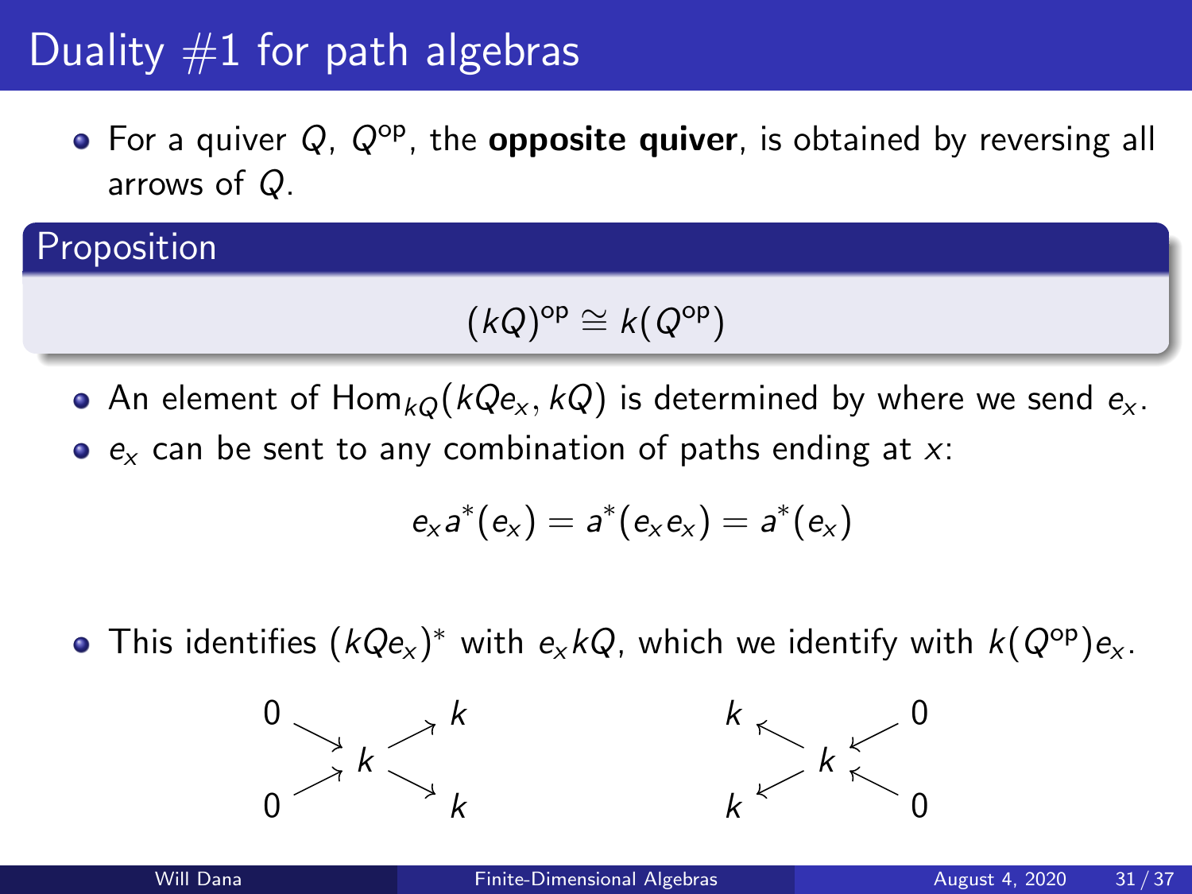# Duality #1 for path algebras

- For a quiver $Q$, $Q^{\mathrm{op}}$, the **opposite quiver**, is obtained by reversing all arrows of $Q$.

**Proposition**

$$(kQ)^{\mathrm{op}} \cong k(Q^{\mathrm{op}})$$

- An element of $\mathrm{Hom}_{kQ}(kQe_x, kQ)$ is determined by where we send $e_x$.
- $e_x$ can be sent to any combination of paths ending at $x$:

$$e_x a^*(e_x) = a^*(e_x e_x) = a^*(e_x)$$

- This identifies $(kQe_x)^*$ with $e_x kQ$, which we identify with $k(Q^{\mathrm{op}})e_x$.

$$\begin{array}{ccc} 0 & & k \\ & \searrow \ \ \nearrow & \\ & k & \\ & \nearrow \ \ \searrow & \\ 0 & & k \end{array} \qquad\qquad \begin{array}{ccc} k & & 0 \\ & \nwarrow \ \ \swarrow & \\ & k & \\ & \swarrow \ \ \nwarrow & \\ k & & 0 \end{array}$$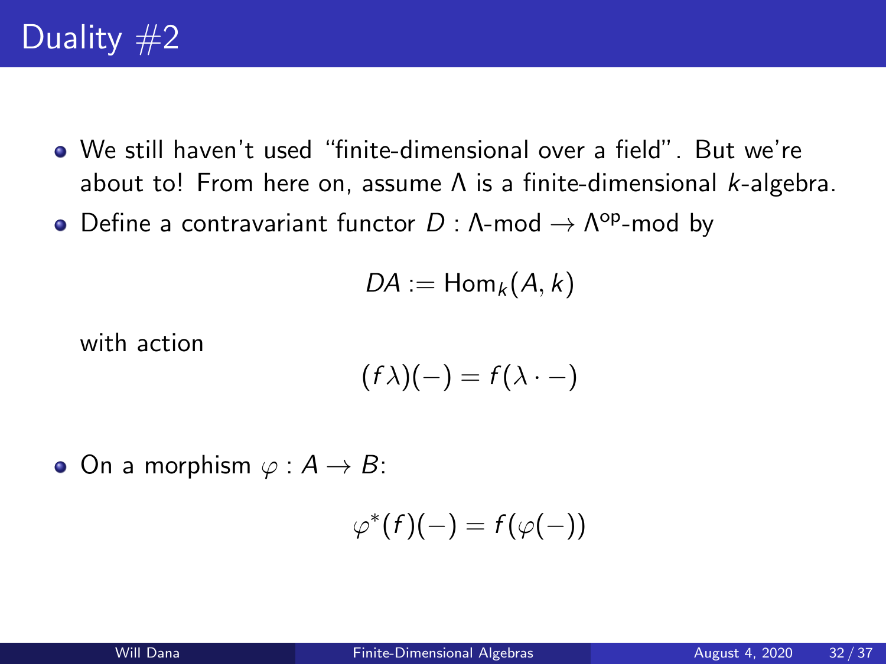# Duality #2

- We still haven't used "finite-dimensional over a field". But we're about to! From here on, assume $\Lambda$ is a finite-dimensional $k$-algebra.
- Define a contravariant functor $D : \Lambda\text{-mod} \to \Lambda^{\text{op}}\text{-mod}$ by

$$DA := \text{Hom}_k(A, k)$$

  with action

$$(f\lambda)(-) = f(\lambda \cdot -)$$

- On a morphism $\varphi : A \to B$:

$$\varphi^*(f)(-) = f(\varphi(-))$$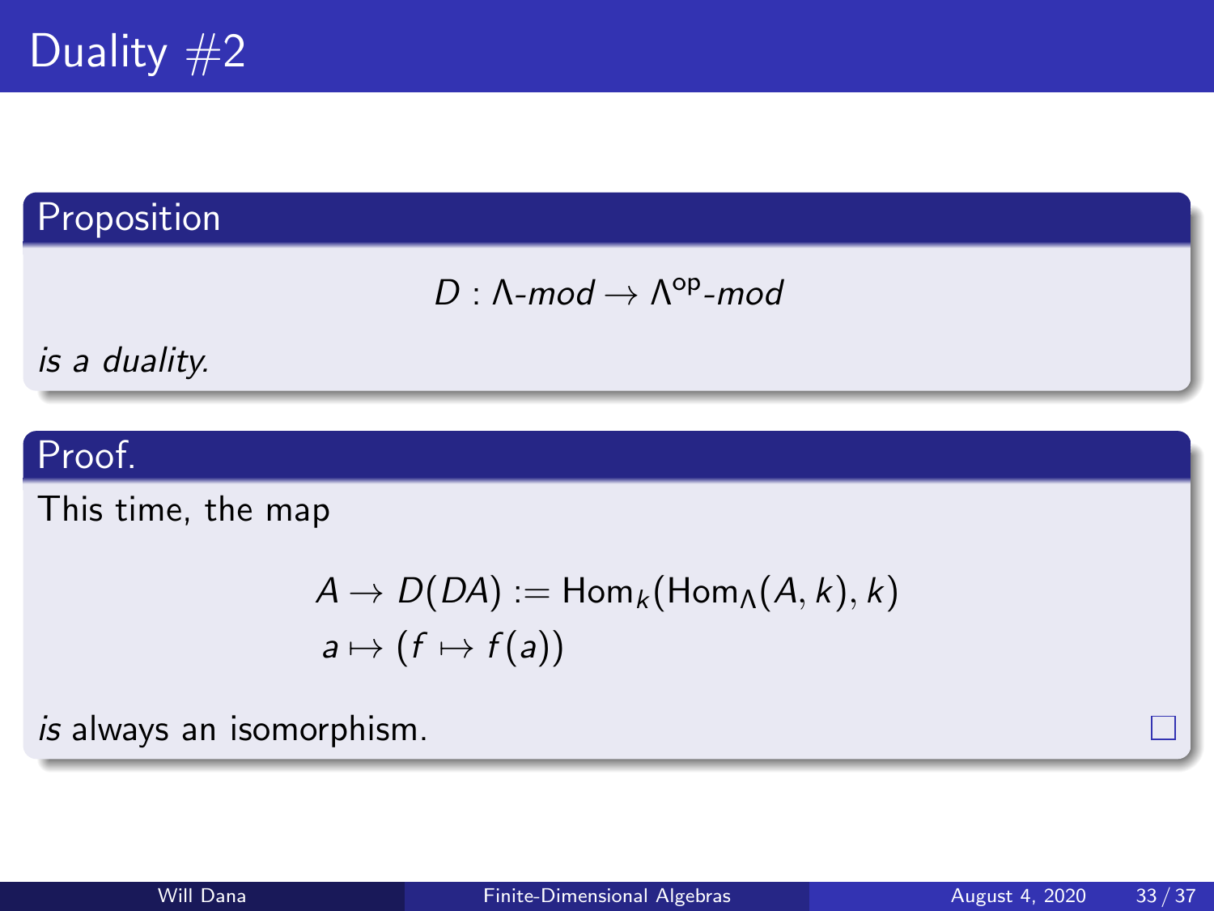# Duality #2

## Proposition

$$D : \Lambda\text{-}mod \to \Lambda^{\mathrm{op}}\text{-}mod$$

*is a duality.*

## Proof.

This time, the map

$$\begin{aligned} A &\to D(DA) := \mathrm{Hom}_k(\mathrm{Hom}_\Lambda(A, k), k) \\ a &\mapsto (f \mapsto f(a)) \end{aligned}$$

*is* always an isomorphism. □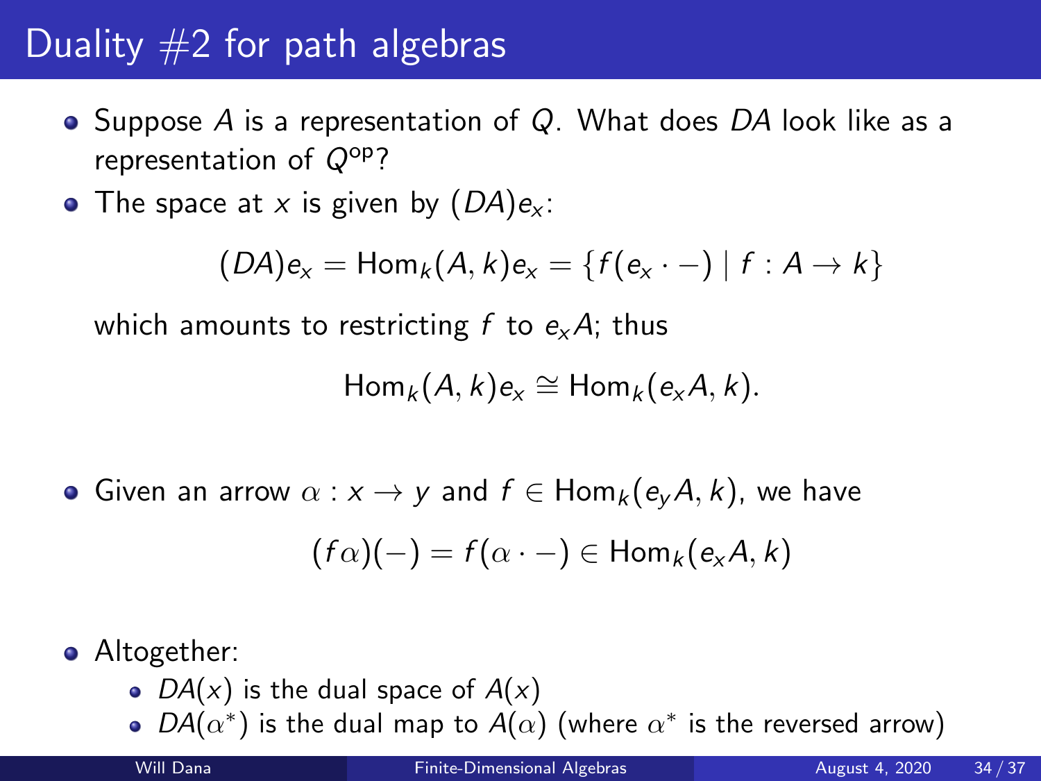# Duality #2 for path algebras

- Suppose $A$ is a representation of $Q$. What does $DA$ look like as a representation of $Q^{\text{op}}$?
- The space at $x$ is given by $(DA)e_x$:

$$(DA)e_x = \text{Hom}_k(A, k)e_x = \{f(e_x \cdot -) \mid f : A \to k\}$$

  which amounts to restricting $f$ to $e_x A$; thus

$$\text{Hom}_k(A, k)e_x \cong \text{Hom}_k(e_x A, k).$$

- Given an arrow $\alpha : x \to y$ and $f \in \text{Hom}_k(e_y A, k)$, we have

$$(f\alpha)(-) = f(\alpha \cdot -) \in \text{Hom}_k(e_x A, k)$$

- Altogether:
  - $DA(x)$ is the dual space of $A(x)$
  - $DA(\alpha^*)$ is the dual map to $A(\alpha)$ (where $\alpha^*$ is the reversed arrow)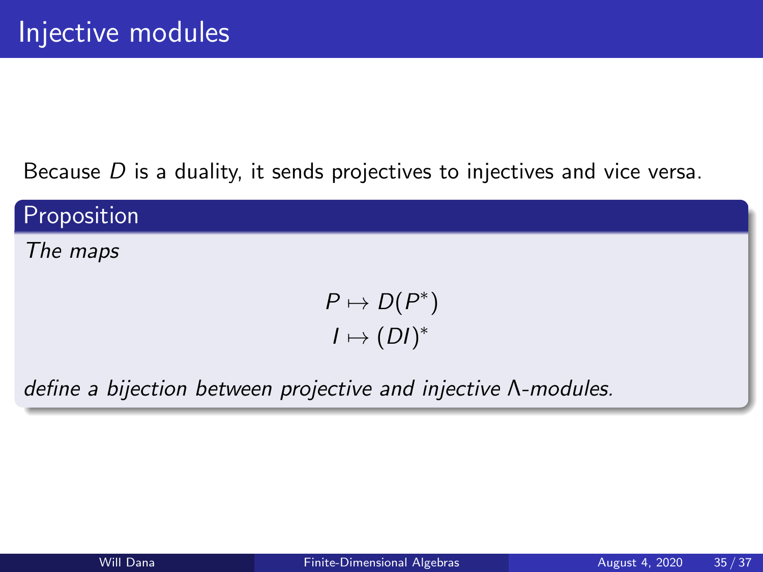# Injective modules

Because $D$ is a duality, it sends projectives to injectives and vice versa.

**Proposition**

*The maps*

$$P \mapsto D(P^*)$$
$$I \mapsto (DI)^*$$

*define a bijection between projective and injective $\Lambda$-modules.*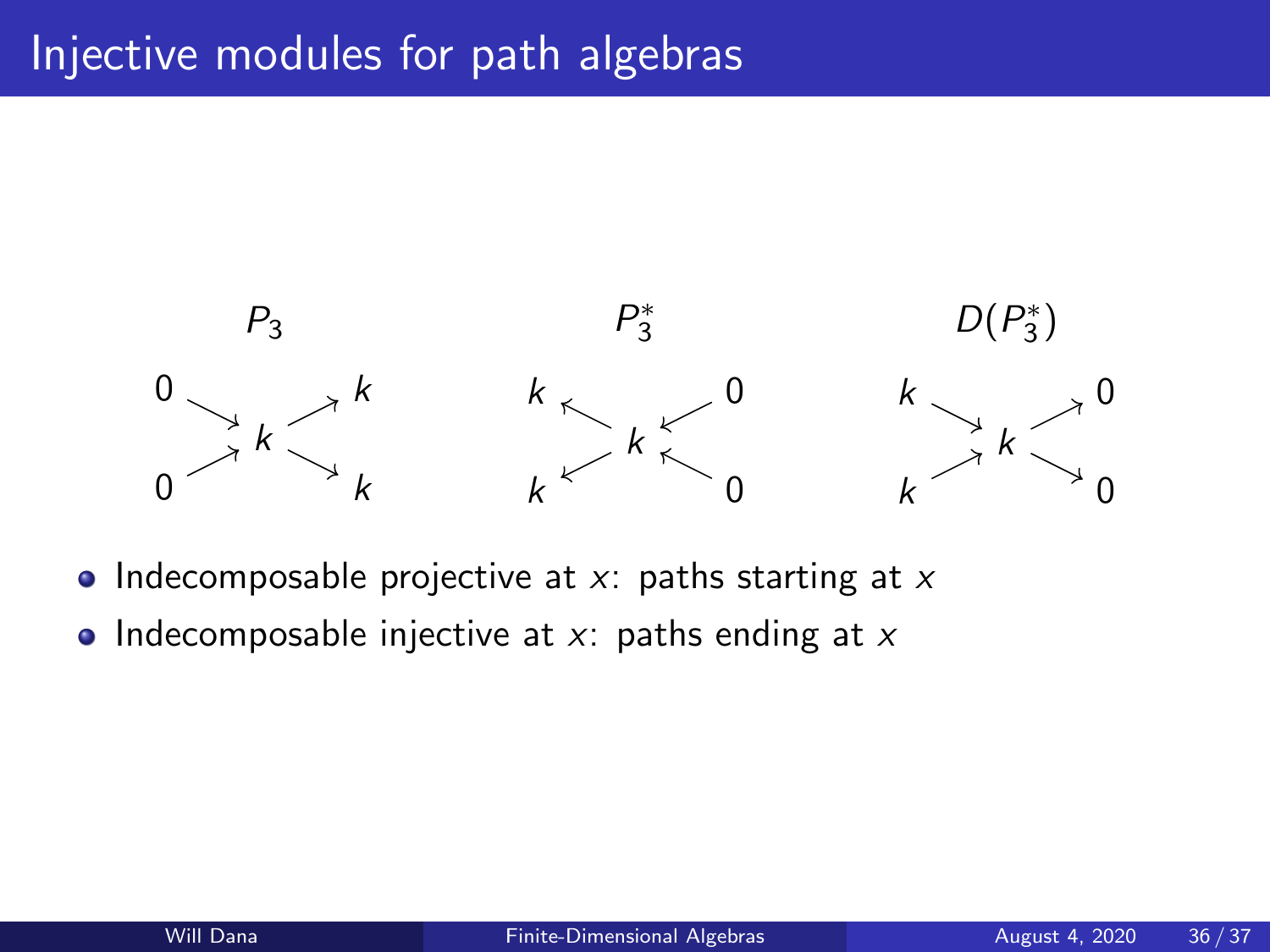# Injective modules for path algebras

$P_3$

$$\begin{array}{ccccc} 0 & & & & k \\ & \searrow & & \nearrow & \\ & & k & & \\ & \nearrow & & \searrow & \\ 0 & & & & k \end{array}$$

$P_3^*$

$$\begin{array}{ccccc} k & & & & 0 \\ & \nwarrow & & \swarrow & \\ & & k & & \\ & \swarrow & & \nwarrow & \\ k & & & & 0 \end{array}$$

$D(P_3^*)$

$$\begin{array}{ccccc} k & & & & 0 \\ & \searrow & & \nearrow & \\ & & k & & \\ & \nearrow & & \searrow & \\ k & & & & 0 \end{array}$$

- Indecomposable projective at $x$: paths starting at $x$
- Indecomposable injective at $x$: paths ending at $x$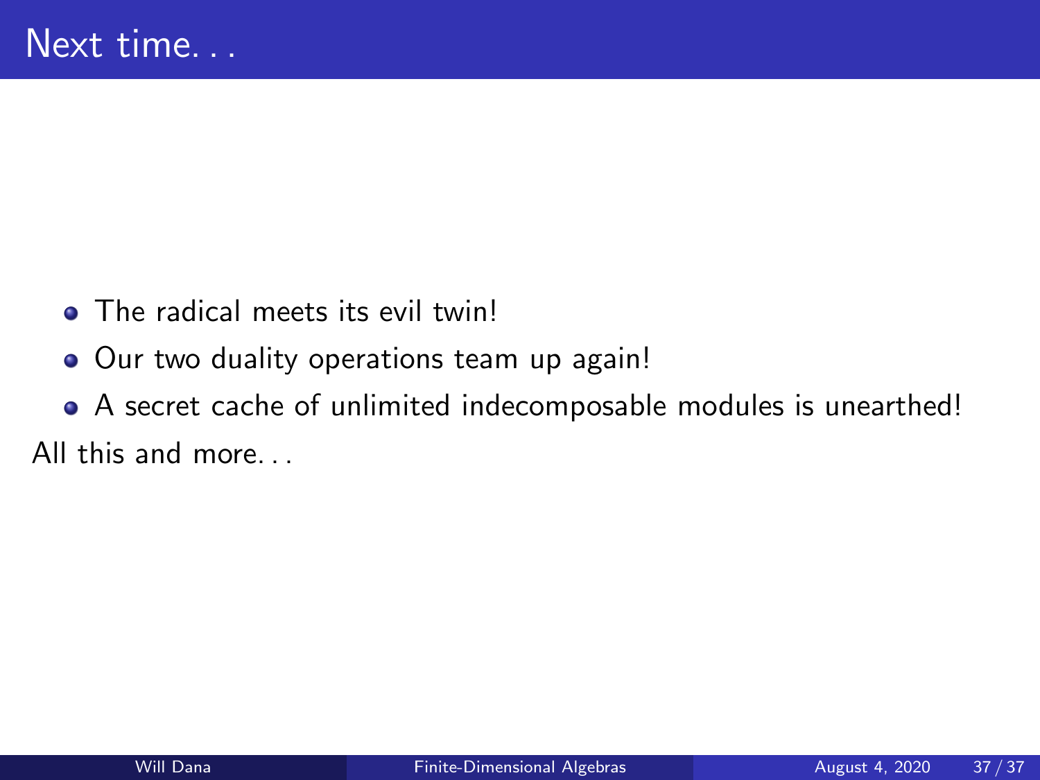# Next time. . .

- The radical meets its evil twin!
- Our two duality operations team up again!
- A secret cache of unlimited indecomposable modules is unearthed!

All this and more. . .